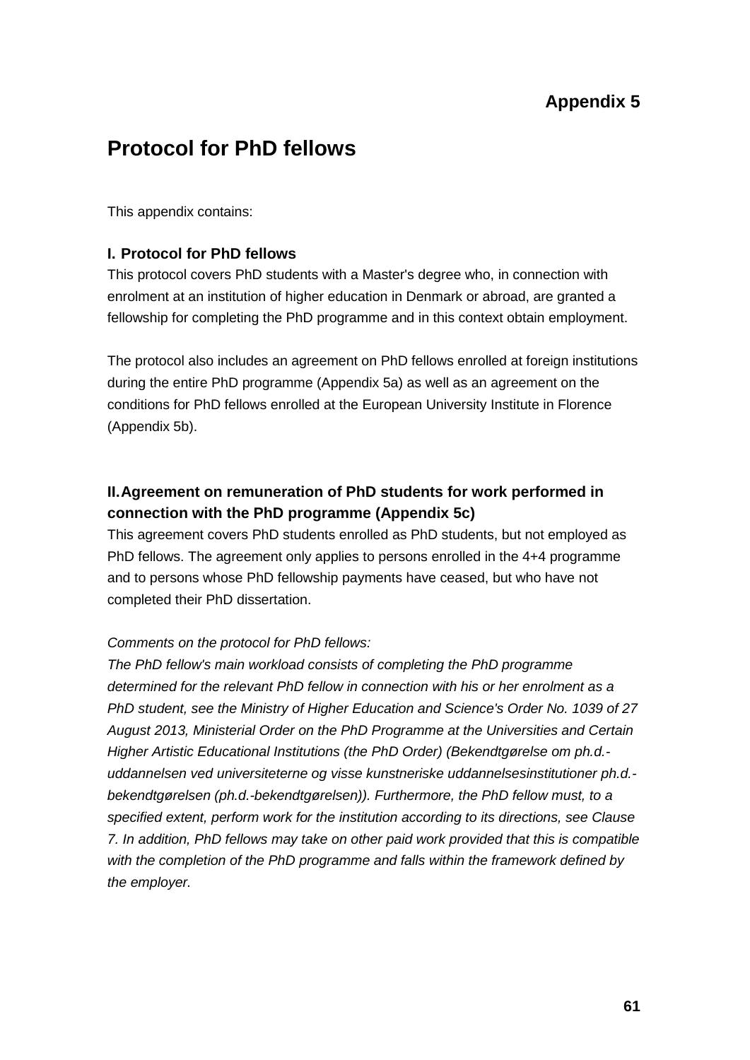**Appendix 5**

# Protocol for PhD fellows

This appendix contains:

### I. Protocol for PhD fellows

This protocol covers PhD students with a Master's degree who, in connection with enrolment at an institution of higher education in Denmark or abroad, are granted a fellowship for completing the PhD programme and in this context obtain employment.

The protocol also includes an agreement on PhD fellows enrolled at foreign institutions during the entire PhD programme (Appendix 5a) as well as an agreement on the conditions for PhD fellows enrolled at the European University Institute in Florence (Appendix 5b).

### II. Agreement on remuneration of PhD students for work performed in connection with the PhD programme (Appendix 5c)

This agreement covers PhD students enrolled as PhD students, but not employed as PhD fellows. The agreement only applies to persons enrolled in the 4+4 programme and to persons whose PhD fellowship payments have ceased, but who have not completed their PhD dissertation.

*Comments on the protocol for PhD fellows:*
*The PhD fellow's main workload consists of completing the PhD programme determined for the relevant PhD fellow in connection with his or her enrolment as a PhD student, see the Ministry of Higher Education and Science's Order No. 1039 of 27 August 2013, Ministerial Order on the PhD Programme at the Universities and Certain Higher Artistic Educational Institutions (the PhD Order) (Bekendtgørelse om ph.d.-uddannelsen ved universiteterne og visse kunstneriske uddannelsesinstitutioner ph.d.-bekendtgørelsen (ph.d.-bekendtgørelsen)). Furthermore, the PhD fellow must, to a specified extent, perform work for the institution according to its directions, see Clause 7. In addition, PhD fellows may take on other paid work provided that this is compatible with the completion of the PhD programme and falls within the framework defined by the employer.*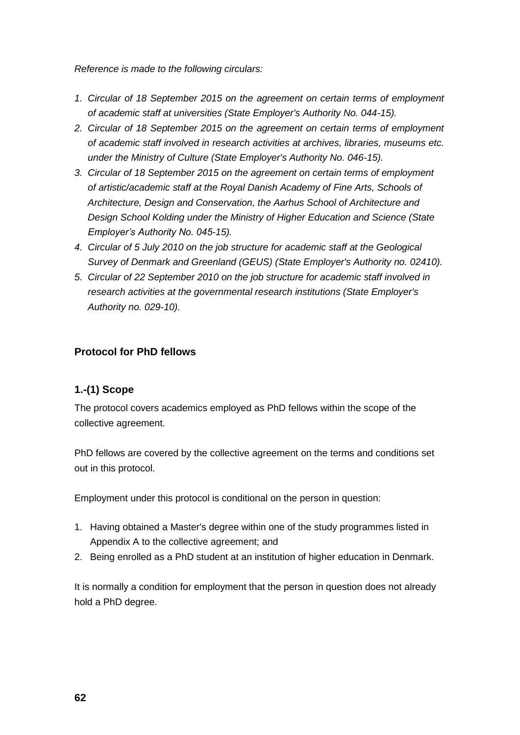*Reference is made to the following circulars:*

1. *Circular of 18 September 2015 on the agreement on certain terms of employment of academic staff at universities (State Employer's Authority No. 044-15).*
2. *Circular of 18 September 2015 on the agreement on certain terms of employment of academic staff involved in research activities at archives, libraries, museums etc. under the Ministry of Culture (State Employer's Authority No. 046-15).*
3. *Circular of 18 September 2015 on the agreement on certain terms of employment of artistic/academic staff at the Royal Danish Academy of Fine Arts, Schools of Architecture, Design and Conservation, the Aarhus School of Architecture and Design School Kolding under the Ministry of Higher Education and Science (State Employer's Authority No. 045-15).*
4. *Circular of 5 July 2010 on the job structure for academic staff at the Geological Survey of Denmark and Greenland (GEUS) (State Employer's Authority no. 02410).*
5. *Circular of 22 September 2010 on the job structure for academic staff involved in research activities at the governmental research institutions (State Employer's Authority no. 029-10).*

## Protocol for PhD fellows

### 1.-(1) Scope

The protocol covers academics employed as PhD fellows within the scope of the collective agreement.

PhD fellows are covered by the collective agreement on the terms and conditions set out in this protocol.

Employment under this protocol is conditional on the person in question:

1. Having obtained a Master's degree within one of the study programmes listed in Appendix A to the collective agreement; and
2. Being enrolled as a PhD student at an institution of higher education in Denmark.

It is normally a condition for employment that the person in question does not already hold a PhD degree.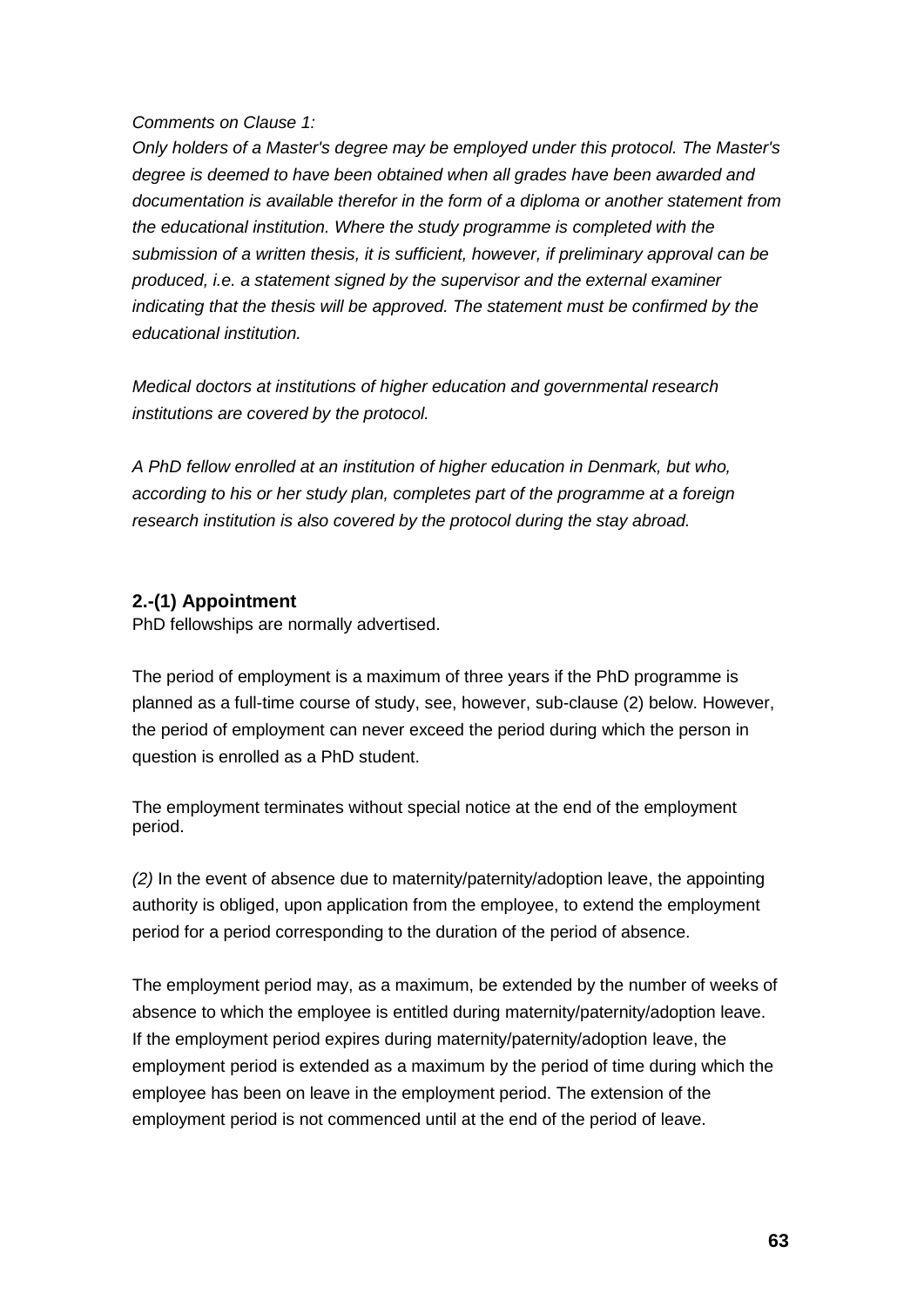*Comments on Clause 1:*

*Only holders of a Master's degree may be employed under this protocol. The Master's degree is deemed to have been obtained when all grades have been awarded and documentation is available therefor in the form of a diploma or another statement from the educational institution. Where the study programme is completed with the submission of a written thesis, it is sufficient, however, if preliminary approval can be produced, i.e. a statement signed by the supervisor and the external examiner indicating that the thesis will be approved. The statement must be confirmed by the educational institution.*

*Medical doctors at institutions of higher education and governmental research institutions are covered by the protocol.*

*A PhD fellow enrolled at an institution of higher education in Denmark, but who, according to his or her study plan, completes part of the programme at a foreign research institution is also covered by the protocol during the stay abroad.*

### 2.-(1) Appointment

PhD fellowships are normally advertised.

The period of employment is a maximum of three years if the PhD programme is planned as a full-time course of study, see, however, sub-clause (2) below. However, the period of employment can never exceed the period during which the person in question is enrolled as a PhD student.

The employment terminates without special notice at the end of the employment period.

*(2)* In the event of absence due to maternity/paternity/adoption leave, the appointing authority is obliged, upon application from the employee, to extend the employment period for a period corresponding to the duration of the period of absence.

The employment period may, as a maximum, be extended by the number of weeks of absence to which the employee is entitled during maternity/paternity/adoption leave. If the employment period expires during maternity/paternity/adoption leave, the employment period is extended as a maximum by the period of time during which the employee has been on leave in the employment period. The extension of the employment period is not commenced until at the end of the period of leave.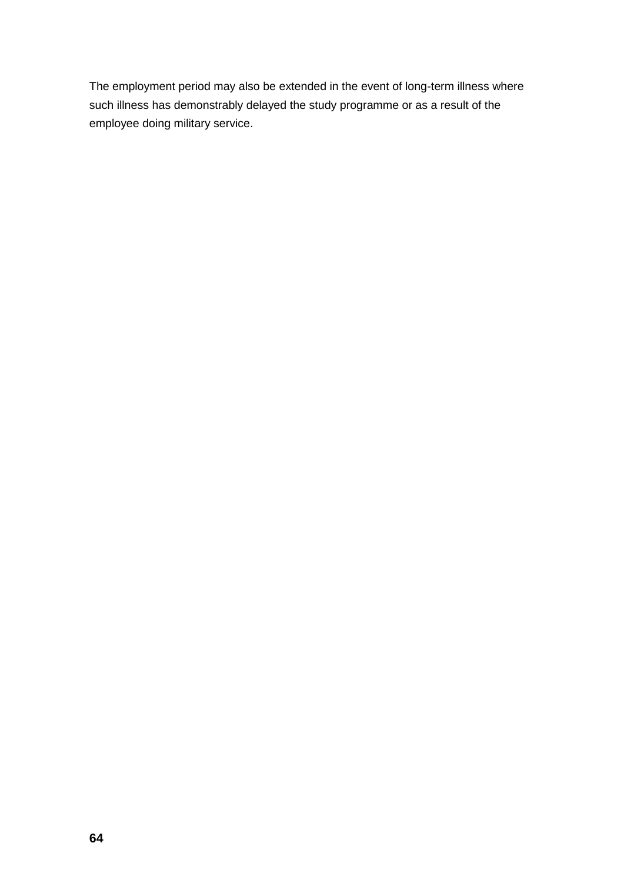The employment period may also be extended in the event of long-term illness where such illness has demonstrably delayed the study programme or as a result of the employee doing military service.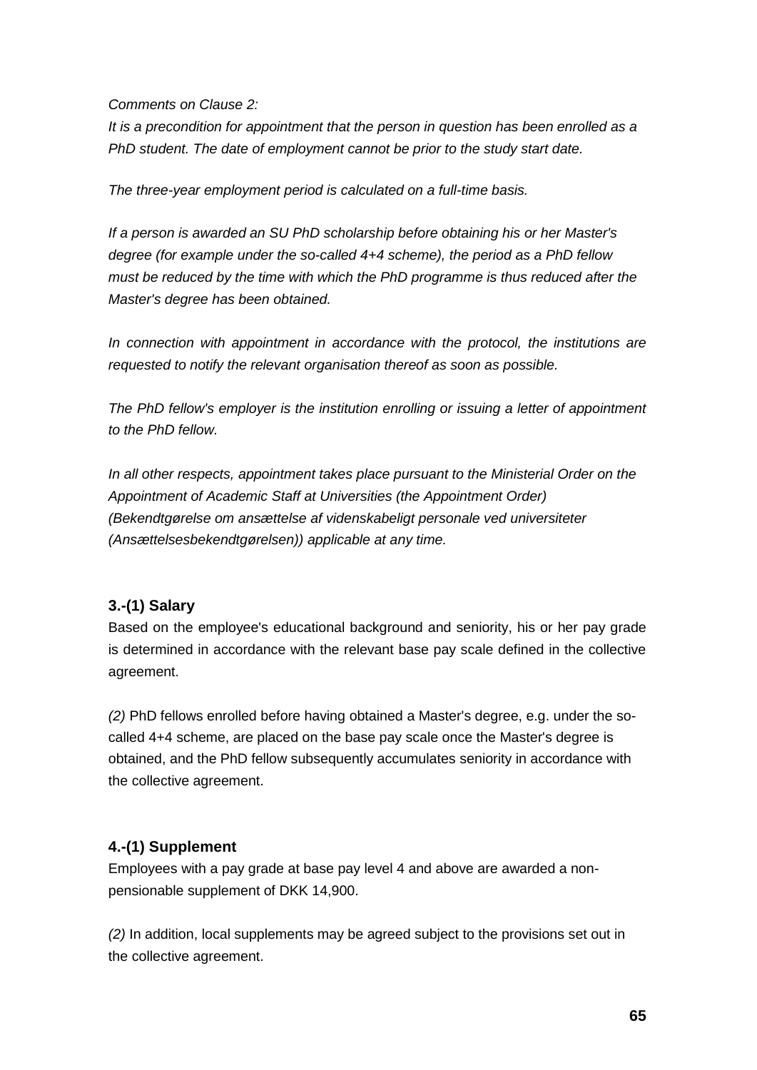*Comments on Clause 2:*

*It is a precondition for appointment that the person in question has been enrolled as a PhD student. The date of employment cannot be prior to the study start date.*

*The three-year employment period is calculated on a full-time basis.*

*If a person is awarded an SU PhD scholarship before obtaining his or her Master's degree (for example under the so-called 4+4 scheme), the period as a PhD fellow must be reduced by the time with which the PhD programme is thus reduced after the Master's degree has been obtained.*

*In connection with appointment in accordance with the protocol, the institutions are requested to notify the relevant organisation thereof as soon as possible.*

*The PhD fellow's employer is the institution enrolling or issuing a letter of appointment to the PhD fellow.*

*In all other respects, appointment takes place pursuant to the Ministerial Order on the Appointment of Academic Staff at Universities (the Appointment Order) (Bekendtgørelse om ansættelse af videnskabeligt personale ved universiteter (Ansættelsesbekendtgørelsen)) applicable at any time.*

### 3.-(1) Salary

Based on the employee's educational background and seniority, his or her pay grade is determined in accordance with the relevant base pay scale defined in the collective agreement.

*(2)* PhD fellows enrolled before having obtained a Master's degree, e.g. under the so-called 4+4 scheme, are placed on the base pay scale once the Master's degree is obtained, and the PhD fellow subsequently accumulates seniority in accordance with the collective agreement.

### 4.-(1) Supplement

Employees with a pay grade at base pay level 4 and above are awarded a non-pensionable supplement of DKK 14,900.

*(2)* In addition, local supplements may be agreed subject to the provisions set out in the collective agreement.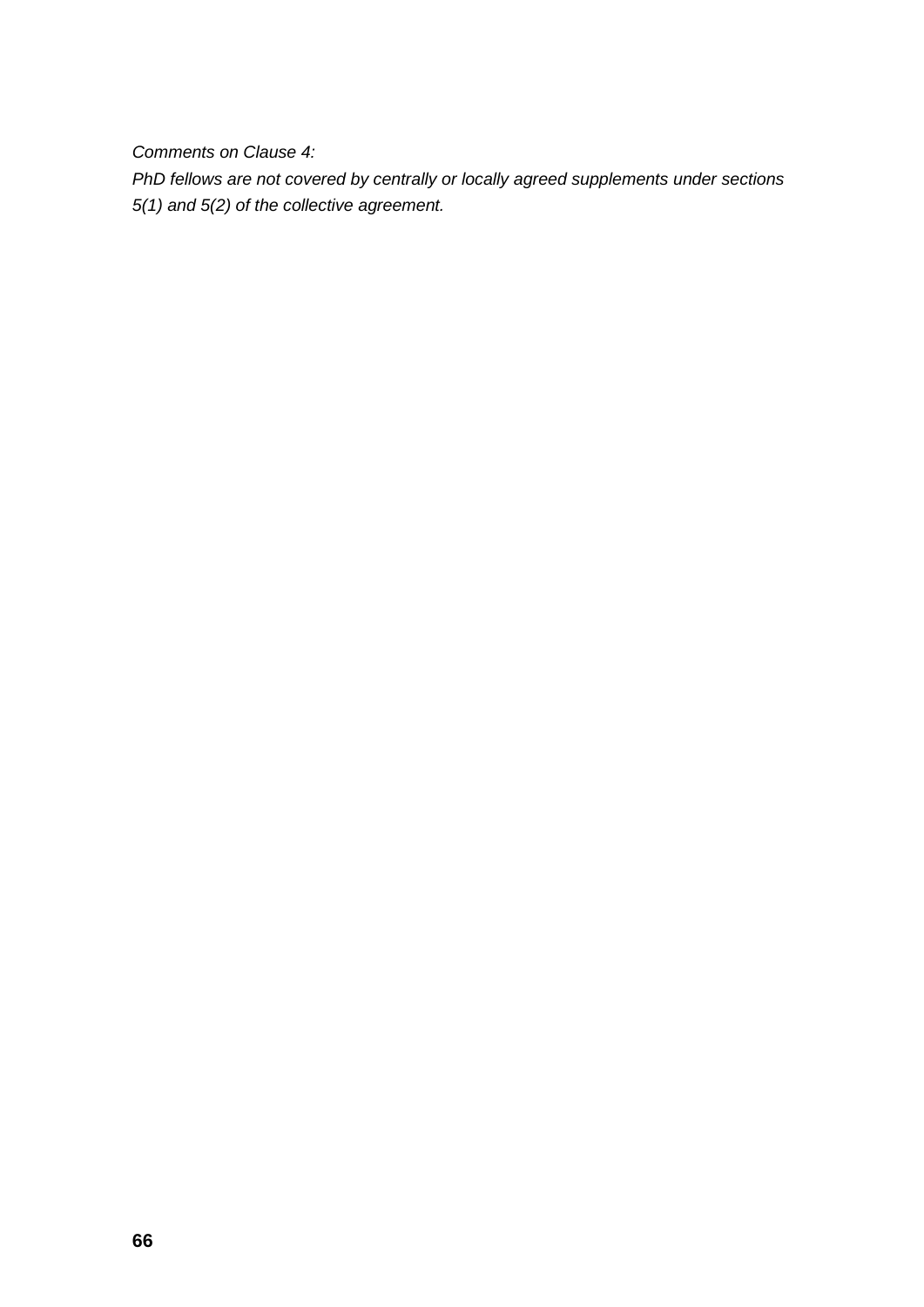*Comments on Clause 4:*

*PhD fellows are not covered by centrally or locally agreed supplements under sections 5(1) and 5(2) of the collective agreement.*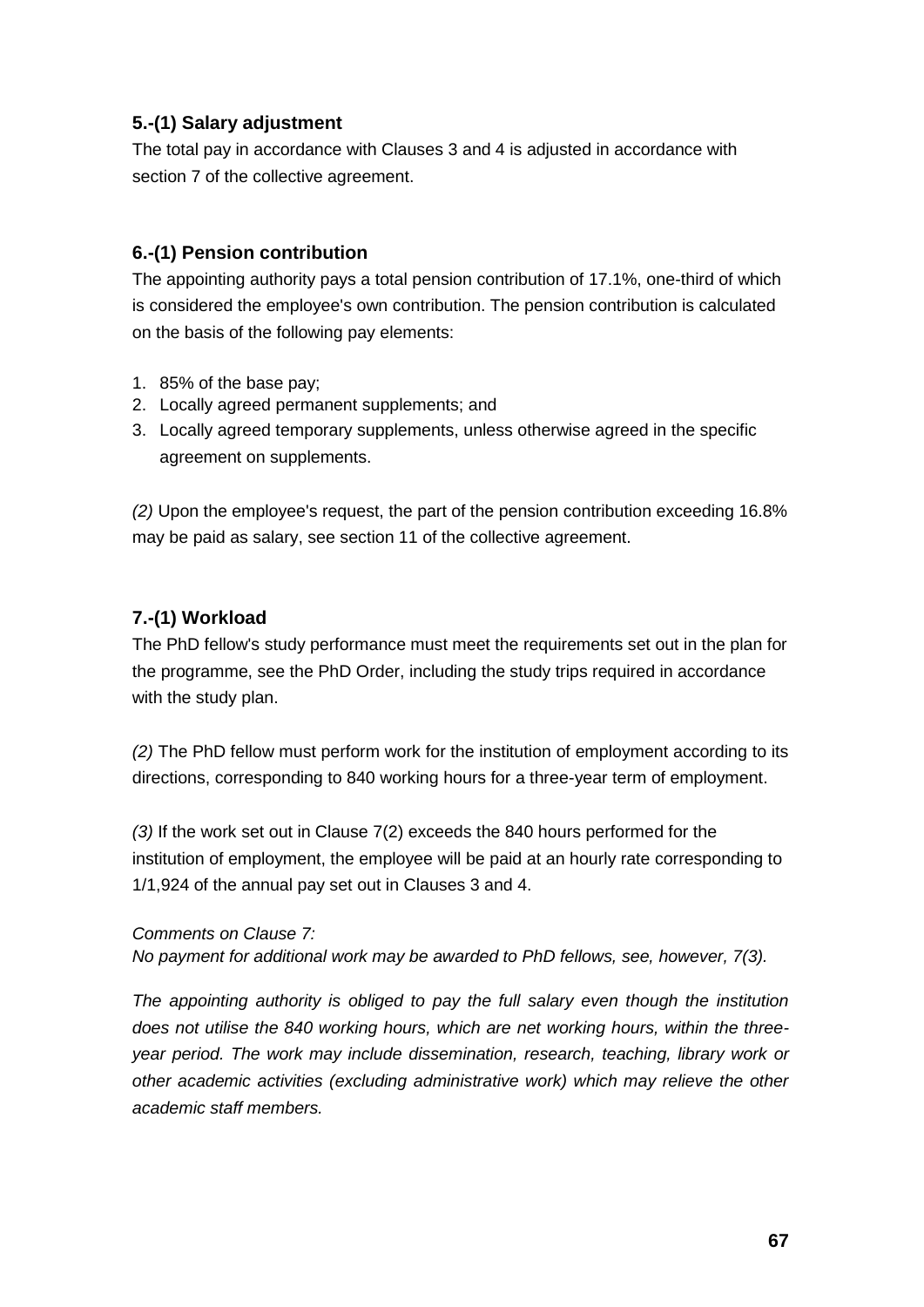### 5.-(1) Salary adjustment

The total pay in accordance with Clauses 3 and 4 is adjusted in accordance with section 7 of the collective agreement.

### 6.-(1) Pension contribution

The appointing authority pays a total pension contribution of 17.1%, one-third of which is considered the employee's own contribution. The pension contribution is calculated on the basis of the following pay elements:

1. 85% of the base pay;
2. Locally agreed permanent supplements; and
3. Locally agreed temporary supplements, unless otherwise agreed in the specific agreement on supplements.

*(2)* Upon the employee's request, the part of the pension contribution exceeding 16.8% may be paid as salary, see section 11 of the collective agreement.

### 7.-(1) Workload

The PhD fellow's study performance must meet the requirements set out in the plan for the programme, see the PhD Order, including the study trips required in accordance with the study plan.

*(2)* The PhD fellow must perform work for the institution of employment according to its directions, corresponding to 840 working hours for a three-year term of employment.

*(3)* If the work set out in Clause 7(2) exceeds the 840 hours performed for the institution of employment, the employee will be paid at an hourly rate corresponding to 1/1,924 of the annual pay set out in Clauses 3 and 4.

*Comments on Clause 7:*
*No payment for additional work may be awarded to PhD fellows, see, however, 7(3).*

*The appointing authority is obliged to pay the full salary even though the institution does not utilise the 840 working hours, which are net working hours, within the three-year period. The work may include dissemination, research, teaching, library work or other academic activities (excluding administrative work) which may relieve the other academic staff members.*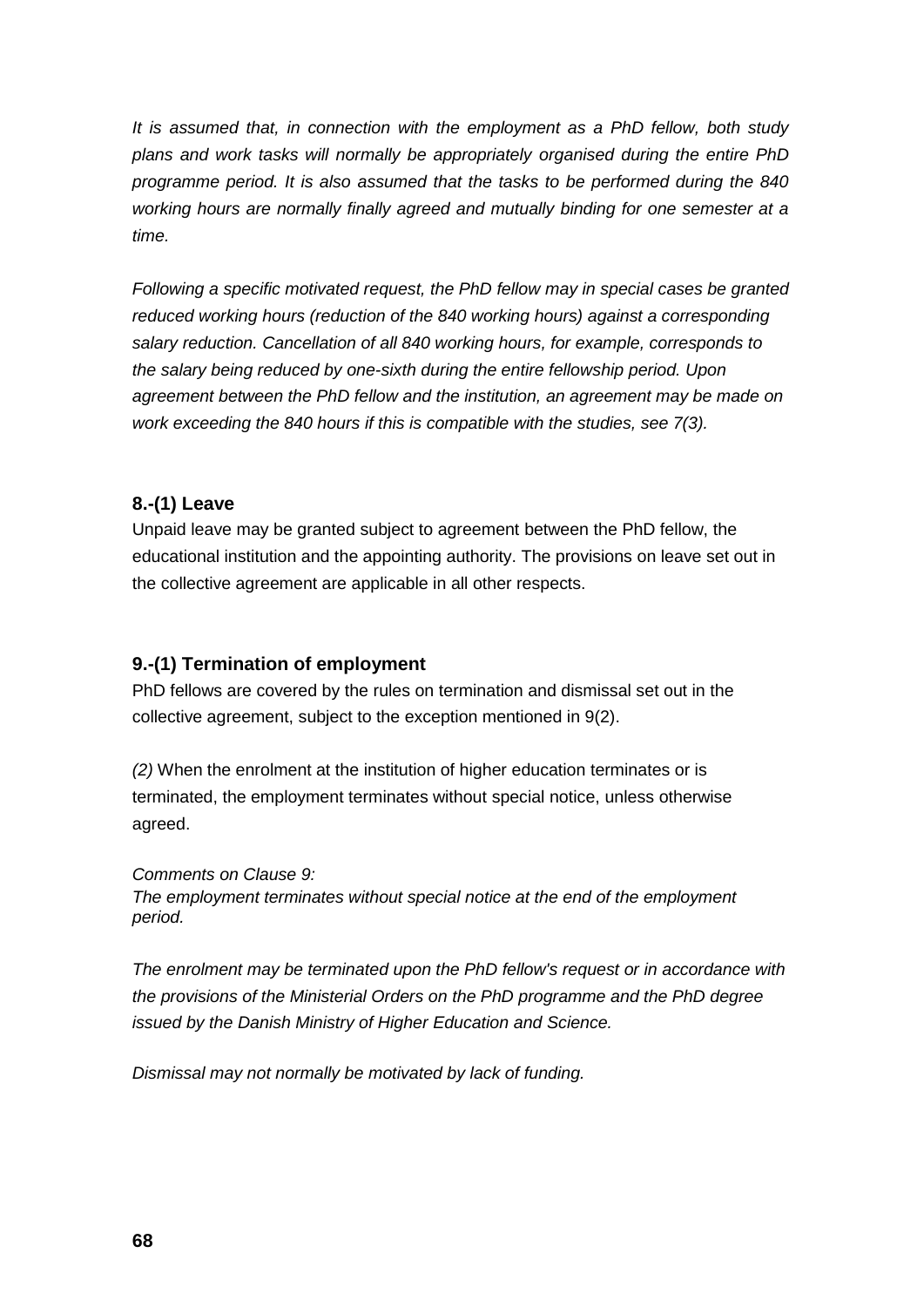*It is assumed that, in connection with the employment as a PhD fellow, both study plans and work tasks will normally be appropriately organised during the entire PhD programme period. It is also assumed that the tasks to be performed during the 840 working hours are normally finally agreed and mutually binding for one semester at a time.*

*Following a specific motivated request, the PhD fellow may in special cases be granted reduced working hours (reduction of the 840 working hours) against a corresponding salary reduction. Cancellation of all 840 working hours, for example, corresponds to the salary being reduced by one-sixth during the entire fellowship period. Upon agreement between the PhD fellow and the institution, an agreement may be made on work exceeding the 840 hours if this is compatible with the studies, see 7(3).*

### 8.-(1) Leave

Unpaid leave may be granted subject to agreement between the PhD fellow, the educational institution and the appointing authority. The provisions on leave set out in the collective agreement are applicable in all other respects.

### 9.-(1) Termination of employment

PhD fellows are covered by the rules on termination and dismissal set out in the collective agreement, subject to the exception mentioned in 9(2).

*(2)* When the enrolment at the institution of higher education terminates or is terminated, the employment terminates without special notice, unless otherwise agreed.

*Comments on Clause 9:*
*The employment terminates without special notice at the end of the employment period.*

*The enrolment may be terminated upon the PhD fellow's request or in accordance with the provisions of the Ministerial Orders on the PhD programme and the PhD degree issued by the Danish Ministry of Higher Education and Science.*

*Dismissal may not normally be motivated by lack of funding.*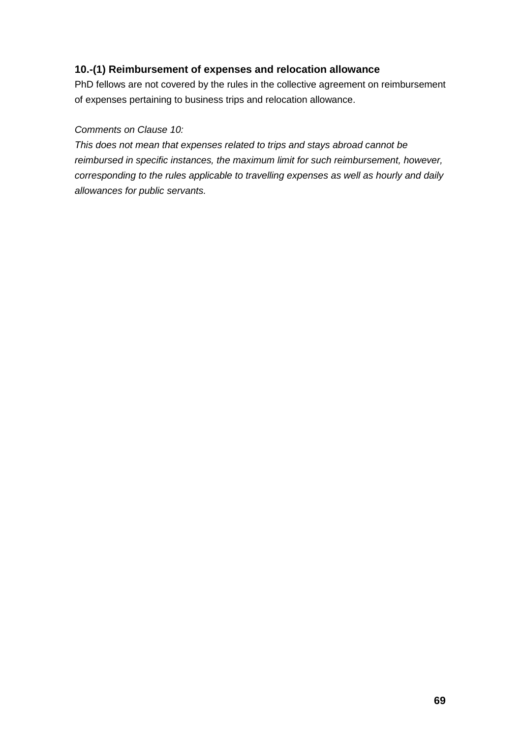**10.-(1) Reimbursement of expenses and relocation allowance**

PhD fellows are not covered by the rules in the collective agreement on reimbursement of expenses pertaining to business trips and relocation allowance.

*Comments on Clause 10:*

*This does not mean that expenses related to trips and stays abroad cannot be reimbursed in specific instances, the maximum limit for such reimbursement, however, corresponding to the rules applicable to travelling expenses as well as hourly and daily allowances for public servants.*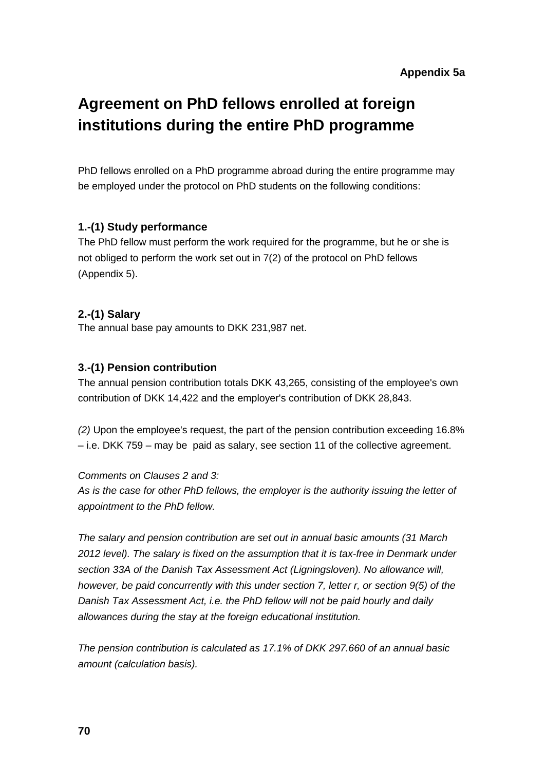**Appendix 5a**

# Agreement on PhD fellows enrolled at foreign institutions during the entire PhD programme

PhD fellows enrolled on a PhD programme abroad during the entire programme may be employed under the protocol on PhD students on the following conditions:

### 1.-(1) Study performance

The PhD fellow must perform the work required for the programme, but he or she is not obliged to perform the work set out in 7(2) of the protocol on PhD fellows (Appendix 5).

### 2.-(1) Salary

The annual base pay amounts to DKK 231,987 net.

### 3.-(1) Pension contribution

The annual pension contribution totals DKK 43,265, consisting of the employee's own contribution of DKK 14,422 and the employer's contribution of DKK 28,843.

*(2)* Upon the employee's request, the part of the pension contribution exceeding 16.8% – i.e. DKK 759 – may be paid as salary, see section 11 of the collective agreement.

*Comments on Clauses 2 and 3:*
*As is the case for other PhD fellows, the employer is the authority issuing the letter of appointment to the PhD fellow.*

*The salary and pension contribution are set out in annual basic amounts (31 March 2012 level). The salary is fixed on the assumption that it is tax-free in Denmark under section 33A of the Danish Tax Assessment Act (Ligningsloven). No allowance will, however, be paid concurrently with this under section 7, letter r, or section 9(5) of the Danish Tax Assessment Act, i.e. the PhD fellow will not be paid hourly and daily allowances during the stay at the foreign educational institution.*

*The pension contribution is calculated as 17.1% of DKK 297.660 of an annual basic amount (calculation basis).*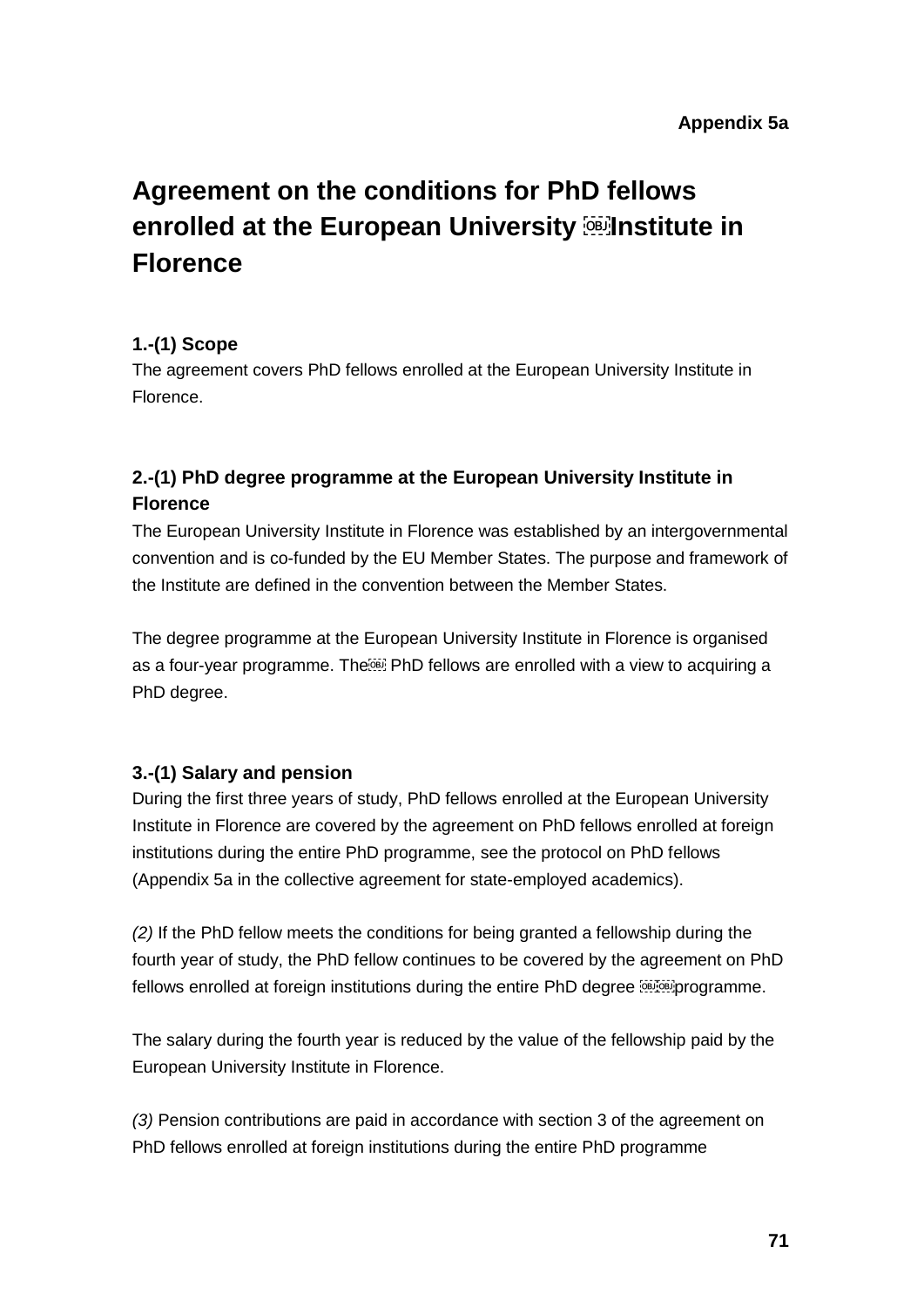**Appendix 5a**

# Agreement on the conditions for PhD fellows enrolled at the European University Institute in Florence

### 1.-(1) Scope

The agreement covers PhD fellows enrolled at the European University Institute in Florence.

### 2.-(1) PhD degree programme at the European University Institute in Florence

The European University Institute in Florence was established by an intergovernmental convention and is co-funded by the EU Member States. The purpose and framework of the Institute are defined in the convention between the Member States.

The degree programme at the European University Institute in Florence is organised as a four-year programme. The PhD fellows are enrolled with a view to acquiring a PhD degree.

### 3.-(1) Salary and pension

During the first three years of study, PhD fellows enrolled at the European University Institute in Florence are covered by the agreement on PhD fellows enrolled at foreign institutions during the entire PhD programme, see the protocol on PhD fellows (Appendix 5a in the collective agreement for state-employed academics).

*(2)* If the PhD fellow meets the conditions for being granted a fellowship during the fourth year of study, the PhD fellow continues to be covered by the agreement on PhD fellows enrolled at foreign institutions during the entire PhD degree programme.

The salary during the fourth year is reduced by the value of the fellowship paid by the European University Institute in Florence.

*(3)* Pension contributions are paid in accordance with section 3 of the agreement on PhD fellows enrolled at foreign institutions during the entire PhD programme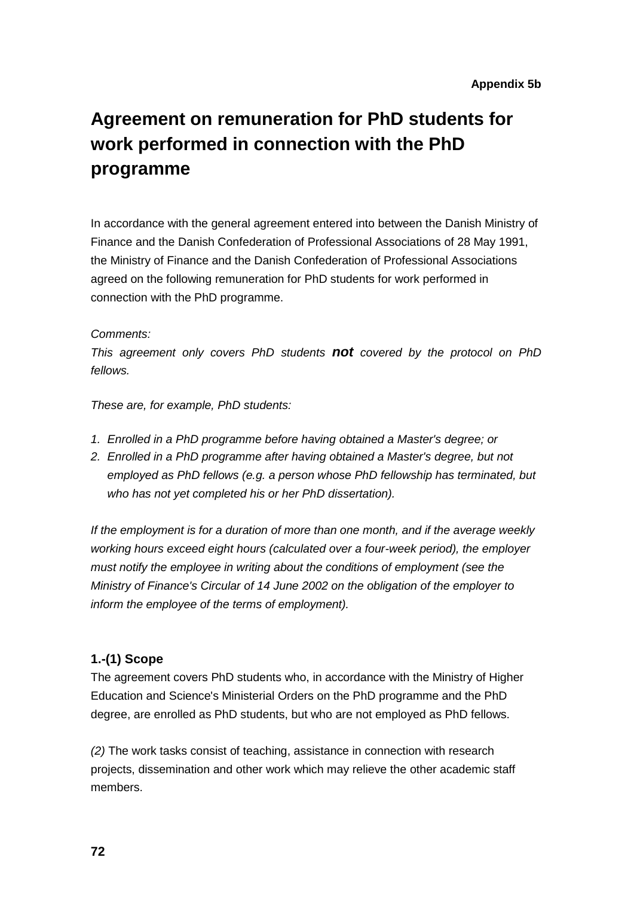**Appendix 5b**

# Agreement on remuneration for PhD students for work performed in connection with the PhD programme

In accordance with the general agreement entered into between the Danish Ministry of Finance and the Danish Confederation of Professional Associations of 28 May 1991, the Ministry of Finance and the Danish Confederation of Professional Associations agreed on the following remuneration for PhD students for work performed in connection with the PhD programme.

*Comments:*
*This agreement only covers PhD students* ***not*** *covered by the protocol on PhD fellows.*

*These are, for example, PhD students:*

1. *Enrolled in a PhD programme before having obtained a Master's degree; or*
2. *Enrolled in a PhD programme after having obtained a Master's degree, but not employed as PhD fellows (e.g. a person whose PhD fellowship has terminated, but who has not yet completed his or her PhD dissertation).*

*If the employment is for a duration of more than one month, and if the average weekly working hours exceed eight hours (calculated over a four-week period), the employer must notify the employee in writing about the conditions of employment (see the Ministry of Finance's Circular of 14 June 2002 on the obligation of the employer to inform the employee of the terms of employment).*

### 1.-(1) Scope

The agreement covers PhD students who, in accordance with the Ministry of Higher Education and Science's Ministerial Orders on the PhD programme and the PhD degree, are enrolled as PhD students, but who are not employed as PhD fellows.

*(2)* The work tasks consist of teaching, assistance in connection with research projects, dissemination and other work which may relieve the other academic staff members.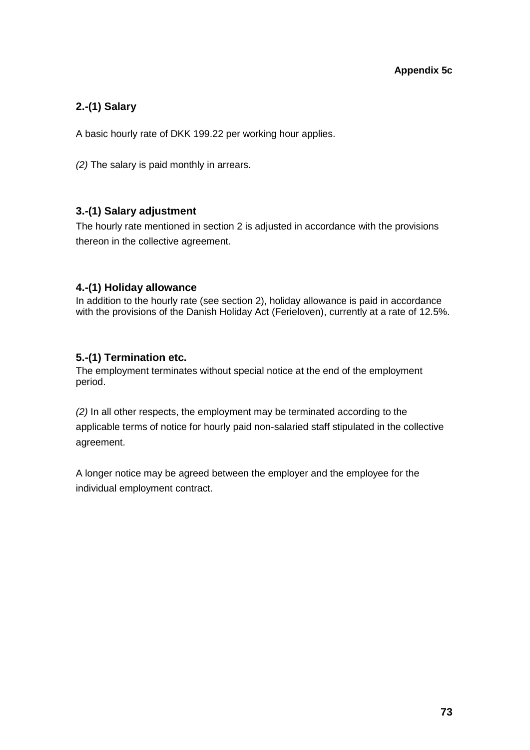**Appendix 5c**

### 2.-(1) Salary

A basic hourly rate of DKK 199.22 per working hour applies.

*(2)* The salary is paid monthly in arrears.

### 3.-(1) Salary adjustment

The hourly rate mentioned in section 2 is adjusted in accordance with the provisions thereon in the collective agreement.

### 4.-(1) Holiday allowance

In addition to the hourly rate (see section 2), holiday allowance is paid in accordance with the provisions of the Danish Holiday Act (Ferieloven), currently at a rate of 12.5%.

### 5.-(1) Termination etc.

The employment terminates without special notice at the end of the employment period.

*(2)* In all other respects, the employment may be terminated according to the applicable terms of notice for hourly paid non-salaried staff stipulated in the collective agreement.

A longer notice may be agreed between the employer and the employee for the individual employment contract.